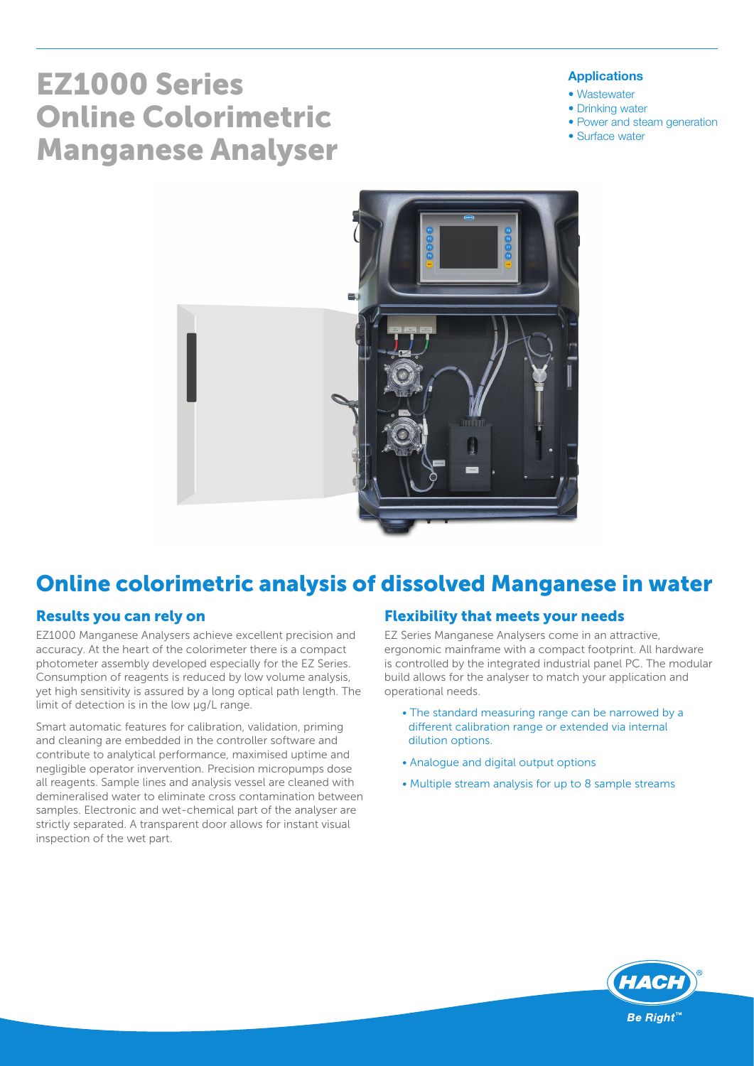# EZ1000 Series Online Colorimetric Manganese Analyser

**Applications**

- Wastewater
- Drinking water
- Power and steam generation
- Surface water

## Online colorimetric analysis of dissolved Manganese in water

### Results you can rely on

EZ1000 Manganese Analysers achieve excellent precision and accuracy. At the heart of the colorimeter there is a compact photometer assembly developed especially for the EZ Series. Consumption of reagents is reduced by low volume analysis, yet high sensitivity is assured by a long optical path length. The limit of detection is in the low µg/L range.

Smart automatic features for calibration, validation, priming and cleaning are embedded in the controller software and contribute to analytical performance, maximised uptime and negligible operator invervention. Precision micropumps dose all reagents. Sample lines and analysis vessel are cleaned with demineralised water to eliminate cross contamination between samples. Electronic and wet-chemical part of the analyser are strictly separated. A transparent door allows for instant visual inspection of the wet part.

### Flexibility that meets your needs

EZ Series Manganese Analysers come in an attractive, ergonomic mainframe with a compact footprint. All hardware is controlled by the integrated industrial panel PC. The modular build allows for the analyser to match your application and operational needs.

- The standard measuring range can be narrowed by a different calibration range or extended via internal dilution options.
- Analogue and digital output options
- Multiple stream analysis for up to 8 sample streams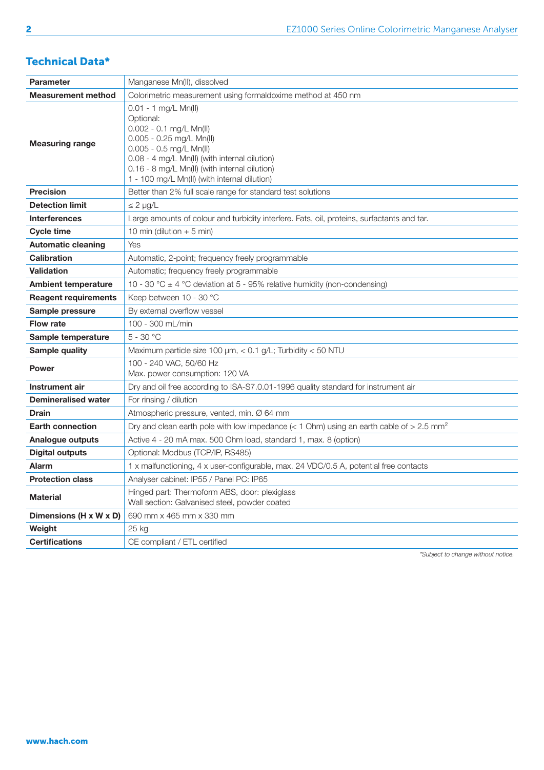## Technical Data*

| Parameter | Manganese Mn(II), dissolved |
|---|---|
| Measurement method | Colorimetric measurement using formaldoxime method at 450 nm |
| Measuring range | 0.01 - 1 mg/L Mn(II)<br>Optional:<br>0.002 - 0.1 mg/L Mn(II)<br>0.005 - 0.25 mg/L Mn(II)<br>0.005 - 0.5 mg/L Mn(II)<br>0.08 - 4 mg/L Mn(II) (with internal dilution)<br>0.16 - 8 mg/L Mn(II) (with internal dilution)<br>1 - 100 mg/L Mn(II) (with internal dilution) |
| Precision | Better than 2% full scale range for standard test solutions |
| Detection limit | ≤ 2 µg/L |
| Interferences | Large amounts of colour and turbidity interfere. Fats, oil, proteins, surfactants and tar. |
| Cycle time | 10 min (dilution + 5 min) |
| Automatic cleaning | Yes |
| Calibration | Automatic, 2-point; frequency freely programmable |
| Validation | Automatic; frequency freely programmable |
| Ambient temperature | 10 - 30 °C ± 4 °C deviation at 5 - 95% relative humidity (non-condensing) |
| Reagent requirements | Keep between 10 - 30 °C |
| Sample pressure | By external overflow vessel |
| Flow rate | 100 - 300 mL/min |
| Sample temperature | 5 - 30 °C |
| Sample quality | Maximum particle size 100 µm, < 0.1 g/L; Turbidity < 50 NTU |
| Power | 100 - 240 VAC, 50/60 Hz<br>Max. power consumption: 120 VA |
| Instrument air | Dry and oil free according to ISA-S7.0.01-1996 quality standard for instrument air |
| Demineralised water | For rinsing / dilution |
| Drain | Atmospheric pressure, vented, min. Ø 64 mm |
| Earth connection | Dry and clean earth pole with low impedance (< 1 Ohm) using an earth cable of > 2.5 $mm^2$ |
| Analogue outputs | Active 4 - 20 mA max. 500 Ohm load, standard 1, max. 8 (option) |
| Digital outputs | Optional: Modbus (TCP/IP, RS485) |
| Alarm | 1 x malfunctioning, 4 x user-configurable, max. 24 VDC/0.5 A, potential free contacts |
| Protection class | Analyser cabinet: IP55 / Panel PC: IP65 |
| Material | Hinged part: Thermoform ABS, door: plexiglass<br>Wall section: Galvanised steel, powder coated |
| Dimensions (H x W x D) | 690 mm x 465 mm x 330 mm |
| Weight | 25 kg |
| Certifications | CE compliant / ETL certified |

*Subject to change without notice.*

www.hach.com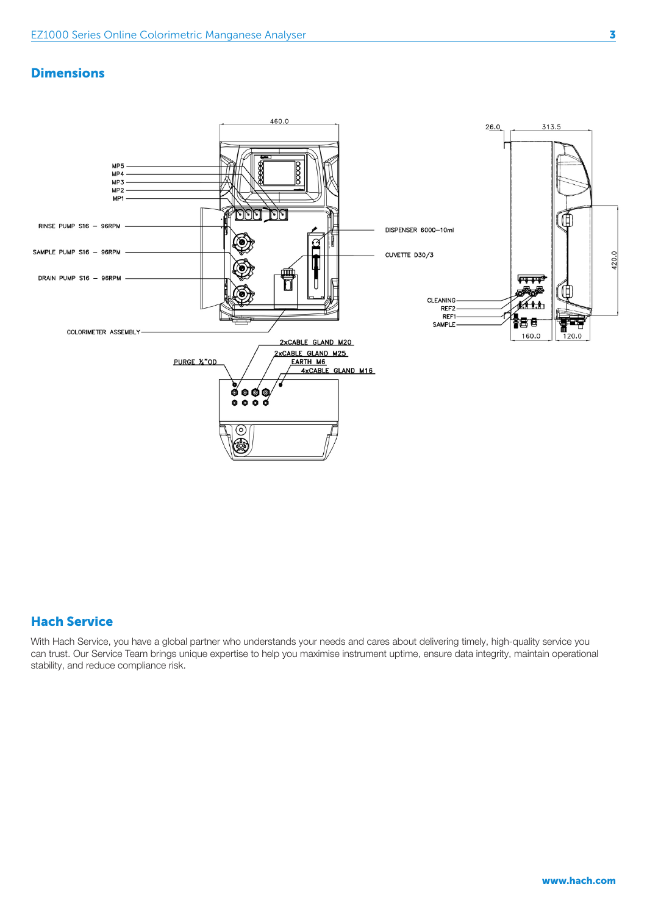## Dimensions

460.0

MP5
MP4
MP3
MP2
MP1

RINSE PUMP S16 – 96RPM

SAMPLE PUMP S16 – 96RPM

DRAIN PUMP S16 – 96RPM

COLORIMETER ASSEMBLY

DISPENSER 6000–10ml

CUVETTE D30/3

26.0

313.5

420.0

CLEANING
REF2
REF1
SAMPLE

160.0

120.0

2xCABLE GLAND M20
2xCABLE GLAND M25
EARTH M6
4xCABLE GLAND M16
PURGE ¼"OD

## Hach Service

With Hach Service, you have a global partner who understands your needs and cares about delivering timely, high-quality service you can trust. Our Service Team brings unique expertise to help you maximise instrument uptime, ensure data integrity, maintain operational stability, and reduce compliance risk.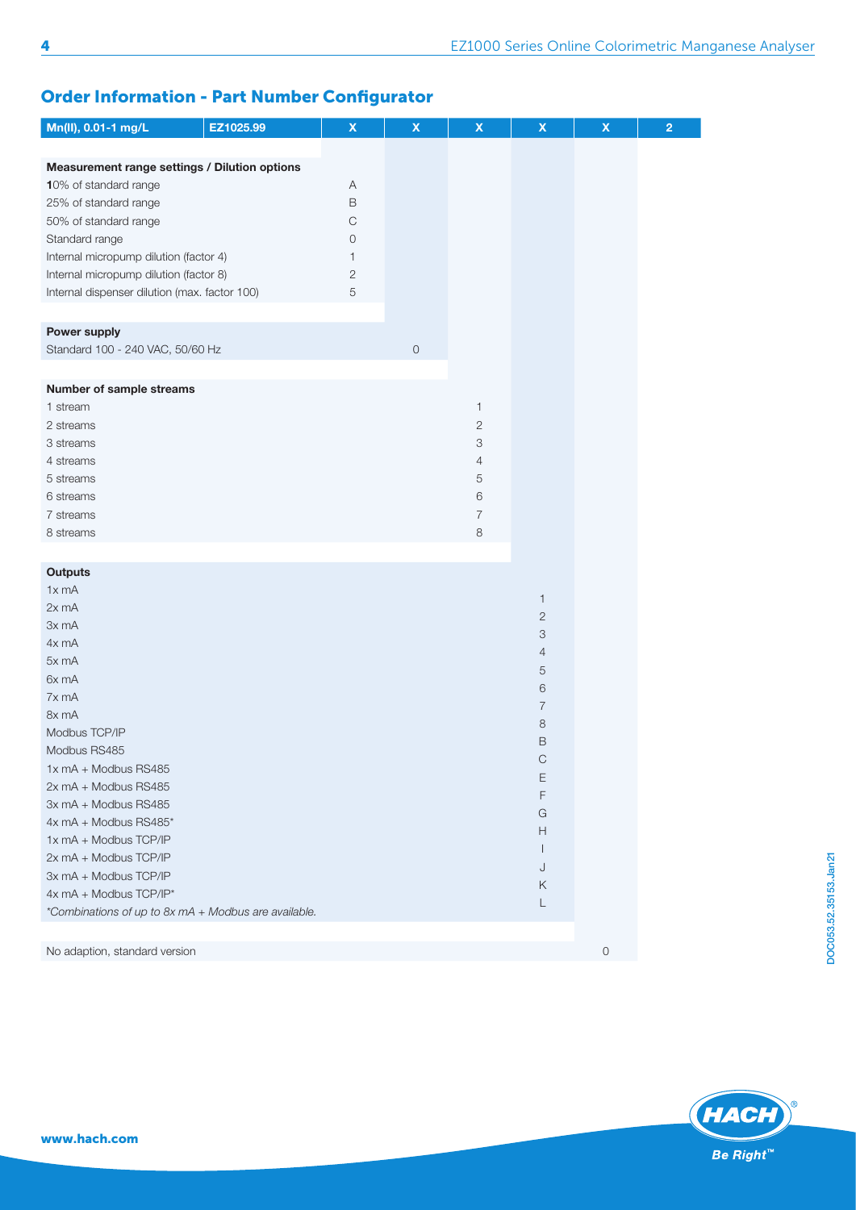## Order Information - Part Number Configurator

| Mn(II), 0.01-1 mg/L | EZ1025.99 | X | X | X | X | X | 2 |
|---|---|---|---|---|---|---|---|
| **Measurement range settings / Dilution options** | | | | | | | |
| 10% of standard range | | A | | | | | |
| 25% of standard range | | B | | | | | |
| 50% of standard range | | C | | | | | |
| Standard range | | 0 | | | | | |
| Internal micropump dilution (factor 4) | | 1 | | | | | |
| Internal micropump dilution (factor 8) | | 2 | | | | | |
| Internal dispenser dilution (max. factor 100) | | 5 | | | | | |
| **Power supply** | | | | | | | |
| Standard 100 - 240 VAC, 50/60 Hz | | | 0 | | | | |
| **Number of sample streams** | | | | | | | |
| 1 stream | | | | 1 | | | |
| 2 streams | | | | 2 | | | |
| 3 streams | | | | 3 | | | |
| 4 streams | | | | 4 | | | |
| 5 streams | | | | 5 | | | |
| 6 streams | | | | 6 | | | |
| 7 streams | | | | 7 | | | |
| 8 streams | | | | 8 | | | |
| **Outputs** | | | | | | | |
| 1x mA | | | | | 1 | | |
| 2x mA | | | | | 2 | | |
| 3x mA | | | | | 3 | | |
| 4x mA | | | | | 4 | | |
| 5x mA | | | | | 5 | | |
| 6x mA | | | | | 6 | | |
| 7x mA | | | | | 7 | | |
| 8x mA | | | | | 8 | | |
| Modbus TCP/IP | | | | | B | | |
| Modbus RS485 | | | | | C | | |
| 1x mA + Modbus RS485 | | | | | E | | |
| 2x mA + Modbus RS485 | | | | | F | | |
| 3x mA + Modbus RS485 | | | | | G | | |
| 4x mA + Modbus RS485* | | | | | H | | |
| 1x mA + Modbus TCP/IP | | | | | I | | |
| 2x mA + Modbus TCP/IP | | | | | J | | |
| 3x mA + Modbus TCP/IP | | | | | K | | |
| 4x mA + Modbus TCP/IP* | | | | | L | | |
| *Combinations of up to 8x mA + Modbus are available.* | | | | | | | |
| No adaption, standard version | | | | | | 0 | |

DOC053.52.35153.Jan21